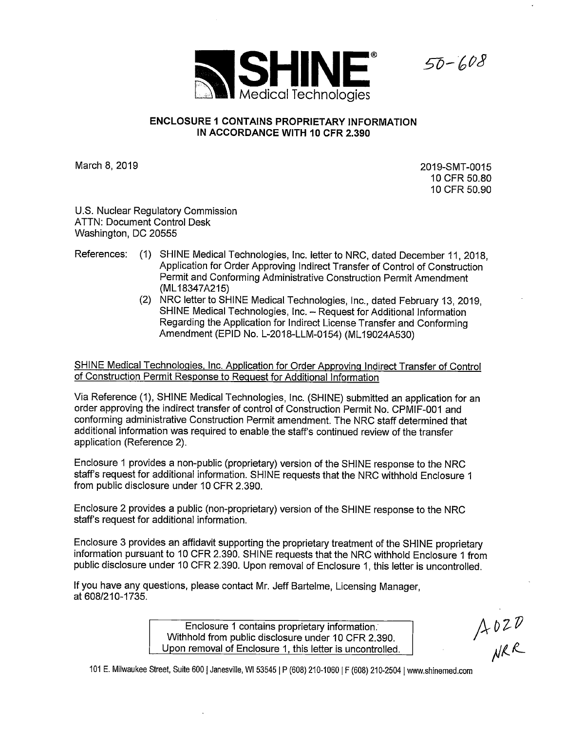**SHINE® Medical Technologies**

50-608

**ENCLOSURE 1 CONTAINS PROPRIETARY INFORMATION IN ACCORDANCE WITH 10 CFR 2.390**

March 8, 2019

2019-SMT-0015
10 CFR 50.80
10 CFR 50.90

U.S. Nuclear Regulatory Commission
ATTN: Document Control Desk
Washington, DC 20555

References:
(1) SHINE Medical Technologies, Inc. letter to NRC, dated December 11, 2018, Application for Order Approving Indirect Transfer of Control of Construction Permit and Conforming Administrative Construction Permit Amendment (ML18347A215)
(2) NRC letter to SHINE Medical Technologies, Inc., dated February 13, 2019, SHINE Medical Technologies, Inc. – Request for Additional Information Regarding the Application for Indirect License Transfer and Conforming Amendment (EPID No. L-2018-LLM-0154) (ML19024A530)

<u>SHINE Medical Technologies, Inc. Application for Order Approving Indirect Transfer of Control of Construction Permit Response to Request for Additional Information</u>

Via Reference (1), SHINE Medical Technologies, Inc. (SHINE) submitted an application for an order approving the indirect transfer of control of Construction Permit No. CPMIF-001 and conforming administrative Construction Permit amendment. The NRC staff determined that additional information was required to enable the staff's continued review of the transfer application (Reference 2).

Enclosure 1 provides a non-public (proprietary) version of the SHINE response to the NRC staff's request for additional information. SHINE requests that the NRC withhold Enclosure 1 from public disclosure under 10 CFR 2.390.

Enclosure 2 provides a public (non-proprietary) version of the SHINE response to the NRC staff's request for additional information.

Enclosure 3 provides an affidavit supporting the proprietary treatment of the SHINE proprietary information pursuant to 10 CFR 2.390. SHINE requests that the NRC withhold Enclosure 1 from public disclosure under 10 CFR 2.390. Upon removal of Enclosure 1, this letter is uncontrolled.

If you have any questions, please contact Mr. Jeff Bartelme, Licensing Manager, at 608/210-1735.

> Enclosure 1 contains proprietary information.
> Withhold from public disclosure under 10 CFR 2.390.
> Upon removal of Enclosure 1, this letter is uncontrolled.

A020
NRR

101 E. Milwaukee Street, Suite 600 | Janesville, WI 53545 | P (608) 210-1060 | F (608) 210-2504 | www.shinemed.com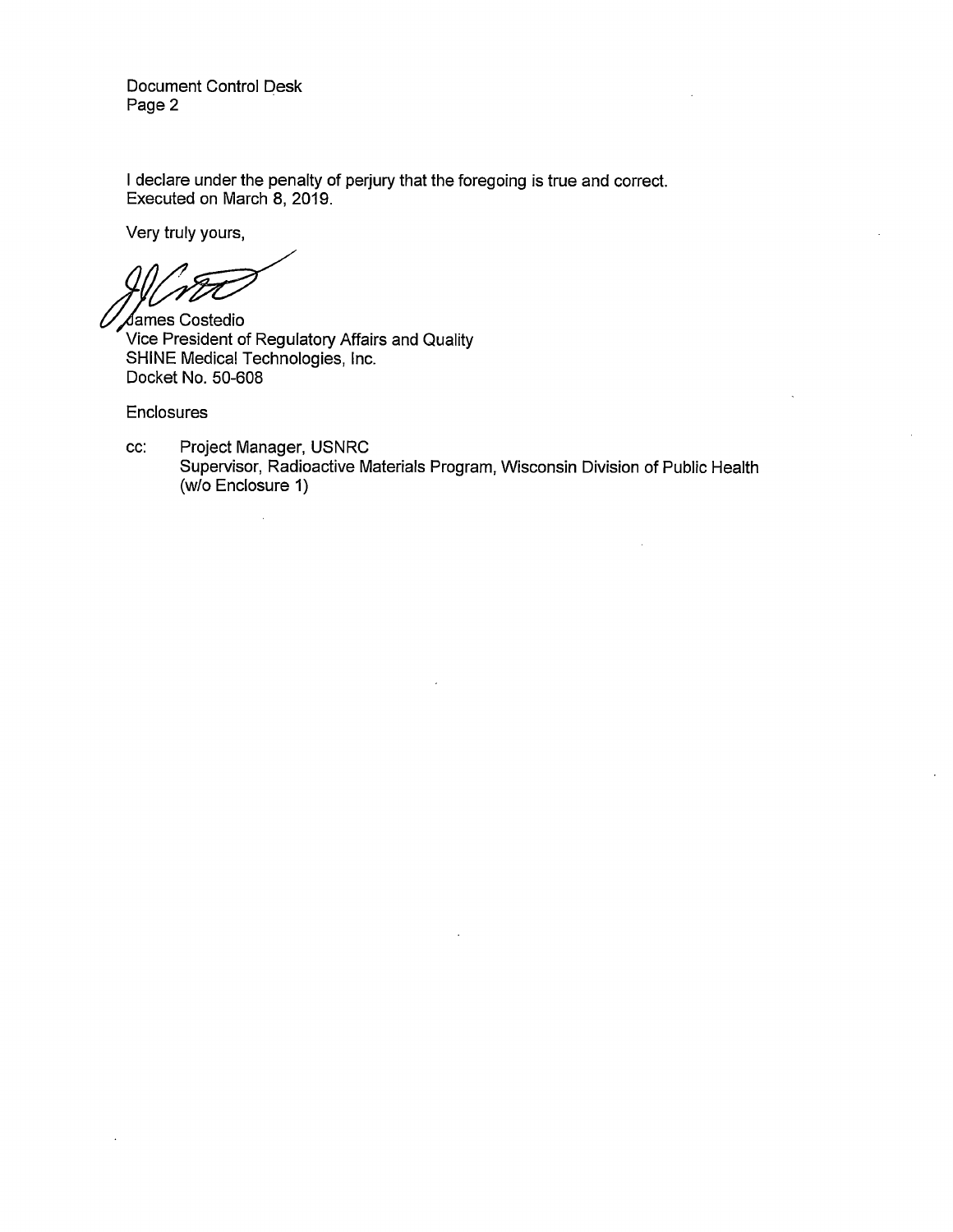I declare under the penalty of perjury that the foregoing is true and correct.
Executed on March 8, 2019.

Very truly yours,

James Costedio
Vice President of Regulatory Affairs and Quality
SHINE Medical Technologies, Inc.
Docket No. 50-608

Enclosures

cc: Project Manager, USNRC
Supervisor, Radioactive Materials Program, Wisconsin Division of Public Health
(w/o Enclosure 1)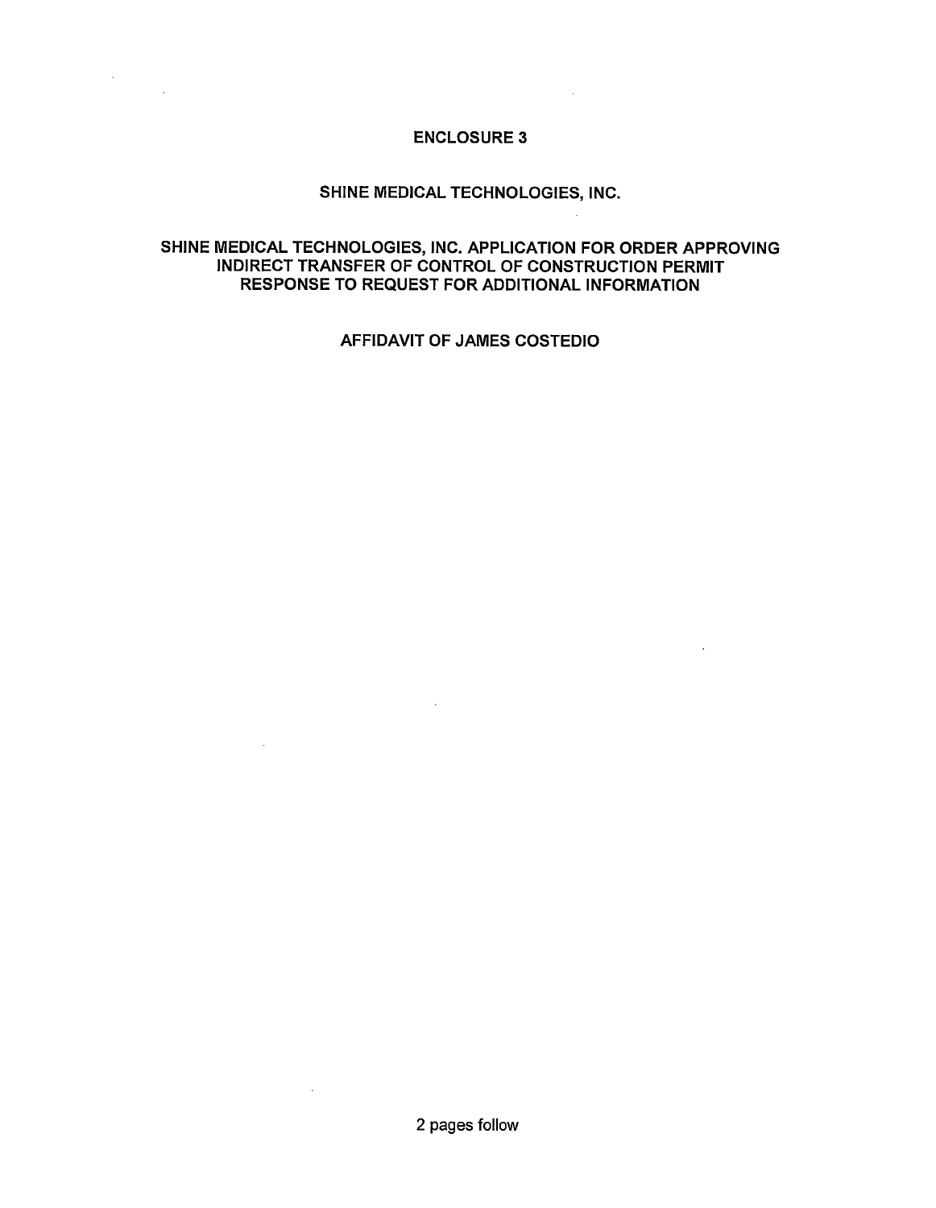# ENCLOSURE 3

## SHINE MEDICAL TECHNOLOGIES, INC.

## SHINE MEDICAL TECHNOLOGIES, INC. APPLICATION FOR ORDER APPROVING INDIRECT TRANSFER OF CONTROL OF CONSTRUCTION PERMIT RESPONSE TO REQUEST FOR ADDITIONAL INFORMATION

## AFFIDAVIT OF JAMES COSTEDIO

2 pages follow